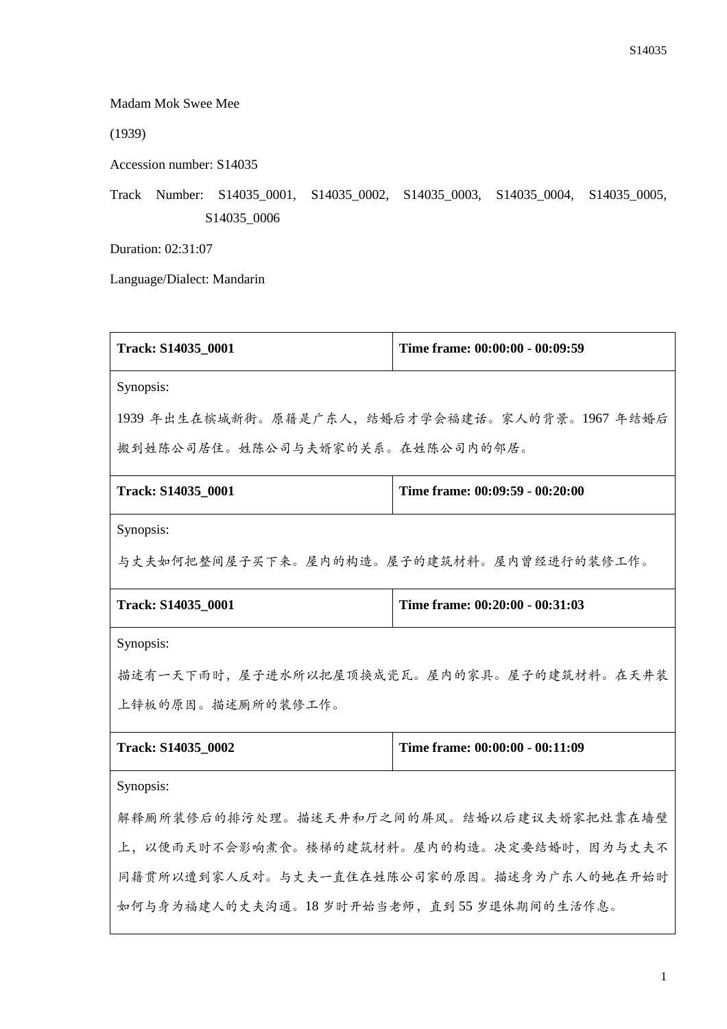Madam Mok Swee Mee

(1939)

Accession number: S14035

Track Number: S14035_0001, S14035_0002, S14035_0003, S14035_0004, S14035_0005, S14035_0006

Duration: 02:31:07

Language/Dialect: Mandarin

| **Track: S14035_0001** | **Time frame: 00:00:00 - 00:09:59** |
|---|---|
| Synopsis:<br>1939 年出生在槟城新街。原籍是广东人，结婚后才学会福建话。家人的背景。1967 年结婚后搬到姓陈公司居住。姓陈公司与夫婿家的关系。在姓陈公司内的邻居。 | |
| **Track: S14035_0001** | **Time frame: 00:09:59 - 00:20:00** |
| Synopsis:<br>与丈夫如何把整间屋子买下来。屋内的构造。屋子的建筑材料。屋内曾经进行的装修工作。 | |
| **Track: S14035_0001** | **Time frame: 00:20:00 - 00:31:03** |
| Synopsis:<br>描述有一天下雨时，屋子进水所以把屋顶换成瓷瓦。屋内的家具。屋子的建筑材料。在天井装上锌板的原因。描述厕所的装修工作。 | |
| **Track: S14035_0002** | **Time frame: 00:00:00 - 00:11:09** |
| Synopsis:<br>解释厕所装修后的排污处理。描述天井和厅之间的屏风。结婚以后建议夫婿家把灶靠在墙壁上，以便雨天时不会影响煮食。楼梯的建筑材料。屋内的构造。决定要结婚时，因为与丈夫不同籍贯所以遭到家人反对。与丈夫一直住在姓陈公司家的原因。描述身为广东人的她在开始时如何与身为福建人的丈夫沟通。18 岁时开始当老师，直到 55 岁退休期间的生活作息。 | |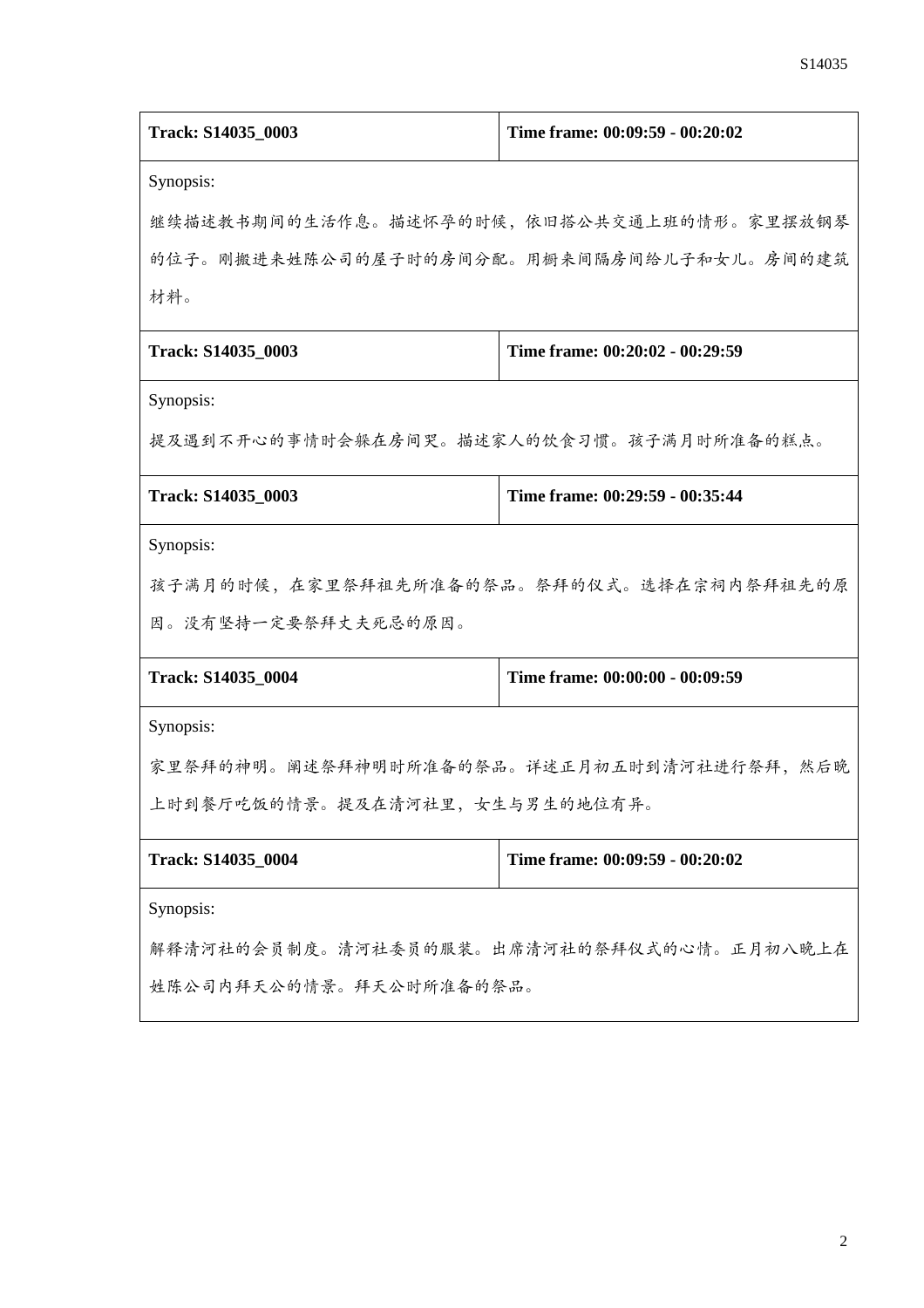| Track: S14035_0003 | Time frame: 00:09:59 - 00:20:02 |
| --- | --- |
| Synopsis:<br>继续描述教书期间的生活作息。描述怀孕的时候，依旧搭公共交通上班的情形。家里摆放钢琴的位子。刚搬进来姓陈公司的屋子时的房间分配。用橱来间隔房间给儿子和女儿。房间的建筑材料。 | |
| **Track: S14035_0003** | **Time frame: 00:20:02 - 00:29:59** |
| Synopsis:<br>提及遇到不开心的事情时会躲在房间哭。描述家人的饮食习惯。孩子满月时所准备的糕点。 | |
| **Track: S14035_0003** | **Time frame: 00:29:59 - 00:35:44** |
| Synopsis:<br>孩子满月的时候，在家里祭拜祖先所准备的祭品。祭拜的仪式。选择在宗祠内祭拜祖先的原因。没有坚持一定要祭拜丈夫死忌的原因。 | |
| **Track: S14035_0004** | **Time frame: 00:00:00 - 00:09:59** |
| Synopsis:<br>家里祭拜的神明。阐述祭拜神明时所准备的祭品。详述正月初五时到清河社进行祭拜，然后晚上时到餐厅吃饭的情景。提及在清河社里，女生与男生的地位有异。 | |
| **Track: S14035_0004** | **Time frame: 00:09:59 - 00:20:02** |
| Synopsis:<br>解释清河社的会员制度。清河社委员的服装。出席清河社的祭拜仪式的心情。正月初八晚上在姓陈公司内拜天公的情景。拜天公时所准备的祭品。 | |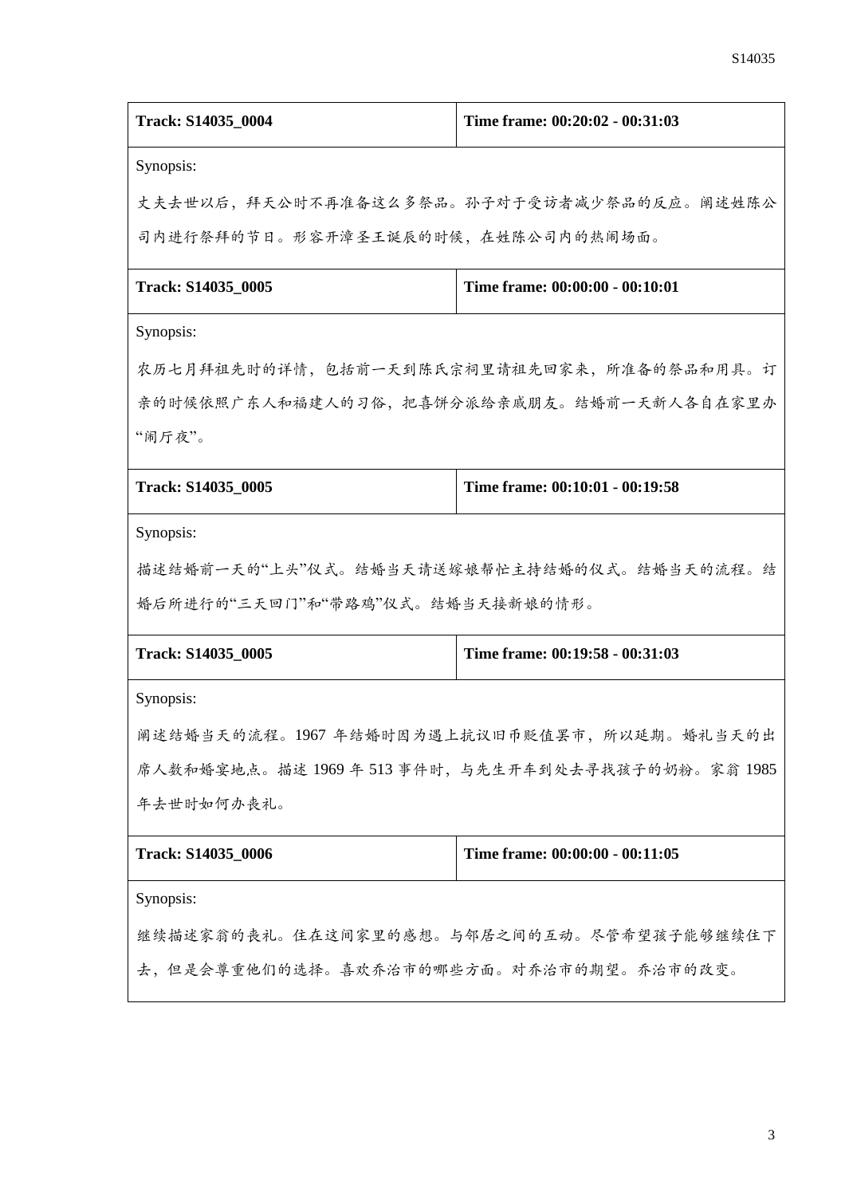| Track: S14035_0004 | Time frame: 00:20:02 - 00:31:03 |
|---|---|
| Synopsis:<br>丈夫去世以后，拜天公时不再准备这么多祭品。孙子对于受访者减少祭品的反应。阐述姓陈公司内进行祭拜的节日。形容开漳圣王诞辰的时候，在姓陈公司内的热闹场面。 | |

| Track: S14035_0005 | Time frame: 00:00:00 - 00:10:01 |
|---|---|
| Synopsis:<br>农历七月拜祖先时的详情，包括前一天到陈氏宗祠里请祖先回家来，所准备的祭品和用具。订亲的时候依照广东人和福建人的习俗，把喜饼分派给亲戚朋友。结婚前一天新人各自在家里办"闹厅夜"。 | |

| Track: S14035_0005 | Time frame: 00:10:01 - 00:19:58 |
|---|---|
| Synopsis:<br>描述结婚前一天的"上头"仪式。结婚当天请送嫁娘帮忙主持结婚的仪式。结婚当天的流程。结婚后所进行的"三天回门"和"带路鸡"仪式。结婚当天接新娘的情形。 | |

| Track: S14035_0005 | Time frame: 00:19:58 - 00:31:03 |
|---|---|
| Synopsis:<br>阐述结婚当天的流程。1967 年结婚时因为遇上抗议旧币贬值罢市，所以延期。婚礼当天的出席人数和婚宴地点。描述 1969 年 513 事件时，与先生开车到处去寻找孩子的奶粉。家翁 1985 年去世时如何办丧礼。 | |

| Track: S14035_0006 | Time frame: 00:00:00 - 00:11:05 |
|---|---|
| Synopsis:<br>继续描述家翁的丧礼。住在这间家里的感想。与邻居之间的互动。尽管希望孩子能够继续住下去，但是会尊重他们的选择。喜欢乔治市的哪些方面。对乔治市的期望。乔治市的改变。 | |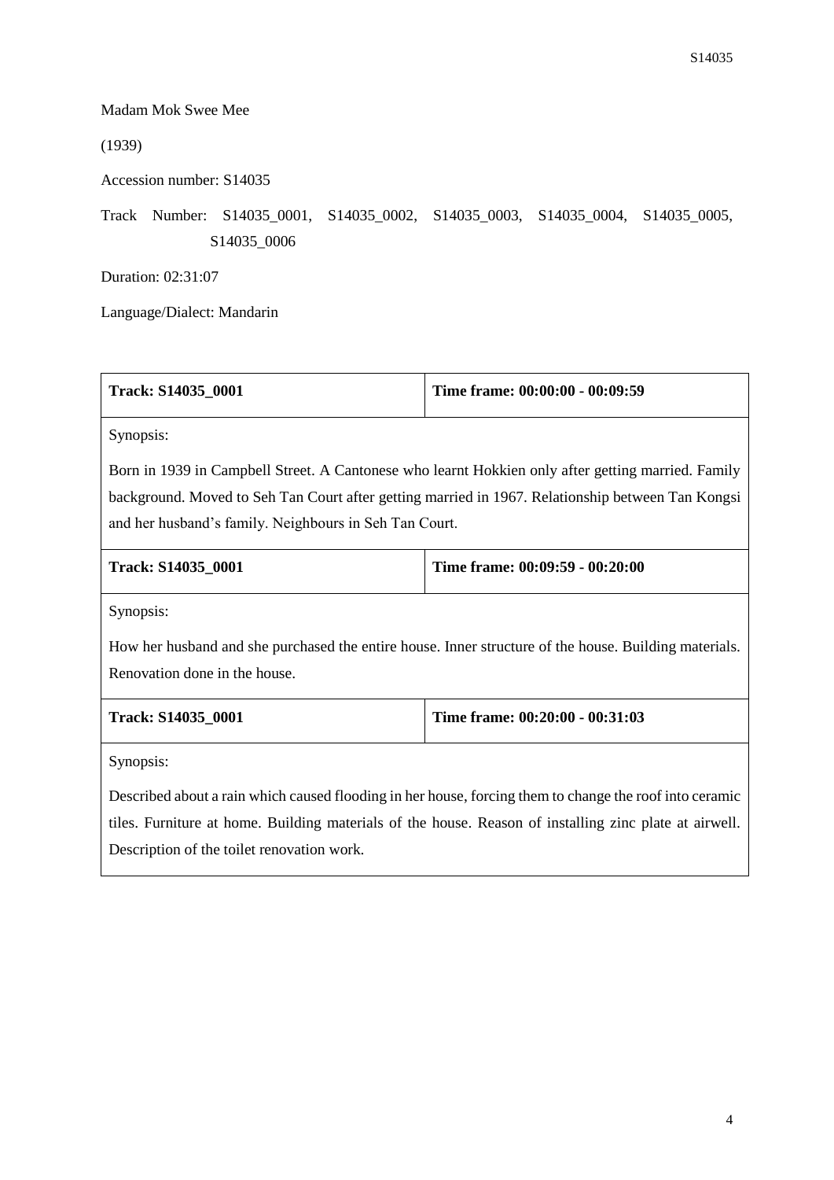Madam Mok Swee Mee

(1939)

Accession number: S14035

Track Number: S14035_0001, S14035_0002, S14035_0003, S14035_0004, S14035_0005, S14035_0006

Duration: 02:31:07

Language/Dialect: Mandarin

| **Track: S14035_0001** | **Time frame: 00:00:00 - 00:09:59** |
|---|---|
| Synopsis: Born in 1939 in Campbell Street. A Cantonese who learnt Hokkien only after getting married. Family background. Moved to Seh Tan Court after getting married in 1967. Relationship between Tan Kongsi and her husband's family. Neighbours in Seh Tan Court. | |

| **Track: S14035_0001** | **Time frame: 00:09:59 - 00:20:00** |
|---|---|
| Synopsis: How her husband and she purchased the entire house. Inner structure of the house. Building materials. Renovation done in the house. | |

| **Track: S14035_0001** | **Time frame: 00:20:00 - 00:31:03** |
|---|---|
| Synopsis: Described about a rain which caused flooding in her house, forcing them to change the roof into ceramic tiles. Furniture at home. Building materials of the house. Reason of installing zinc plate at airwell. Description of the toilet renovation work. | |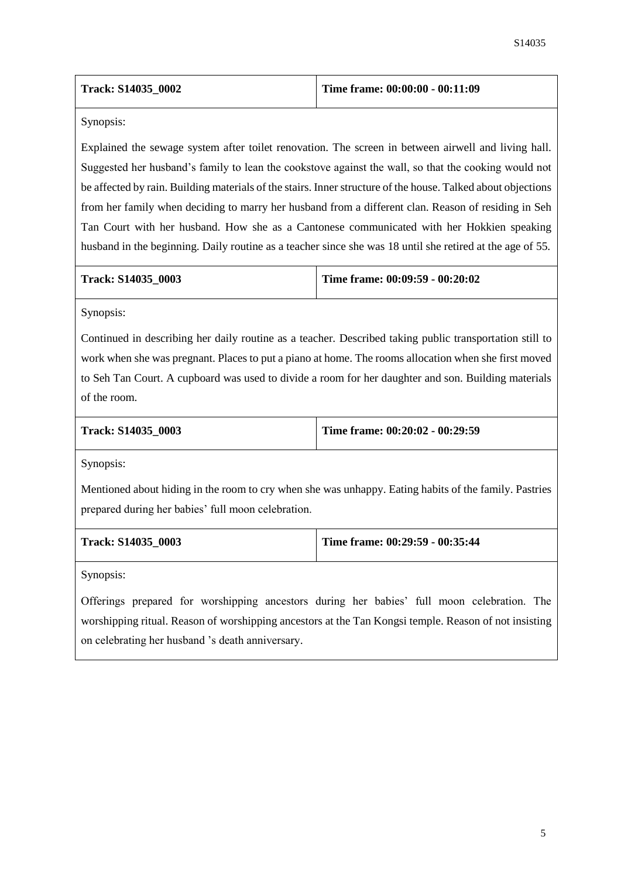| **Track: S14035_0002** | **Time frame: 00:00:00 - 00:11:09** |
|---|---|

Synopsis:

Explained the sewage system after toilet renovation. The screen in between airwell and living hall. Suggested her husband's family to lean the cookstove against the wall, so that the cooking would not be affected by rain. Building materials of the stairs. Inner structure of the house. Talked about objections from her family when deciding to marry her husband from a different clan. Reason of residing in Seh Tan Court with her husband. How she as a Cantonese communicated with her Hokkien speaking husband in the beginning. Daily routine as a teacher since she was 18 until she retired at the age of 55.

| **Track: S14035_0003** | **Time frame: 00:09:59 - 00:20:02** |
|---|---|

Synopsis:

Continued in describing her daily routine as a teacher. Described taking public transportation still to work when she was pregnant. Places to put a piano at home. The rooms allocation when she first moved to Seh Tan Court. A cupboard was used to divide a room for her daughter and son. Building materials of the room.

| **Track: S14035_0003** | **Time frame: 00:20:02 - 00:29:59** |
|---|---|

Synopsis:

Mentioned about hiding in the room to cry when she was unhappy. Eating habits of the family. Pastries prepared during her babies' full moon celebration.

| **Track: S14035_0003** | **Time frame: 00:29:59 - 00:35:44** |
|---|---|

Synopsis:

Offerings prepared for worshipping ancestors during her babies' full moon celebration. The worshipping ritual. Reason of worshipping ancestors at the Tan Kongsi temple. Reason of not insisting on celebrating her husband 's death anniversary.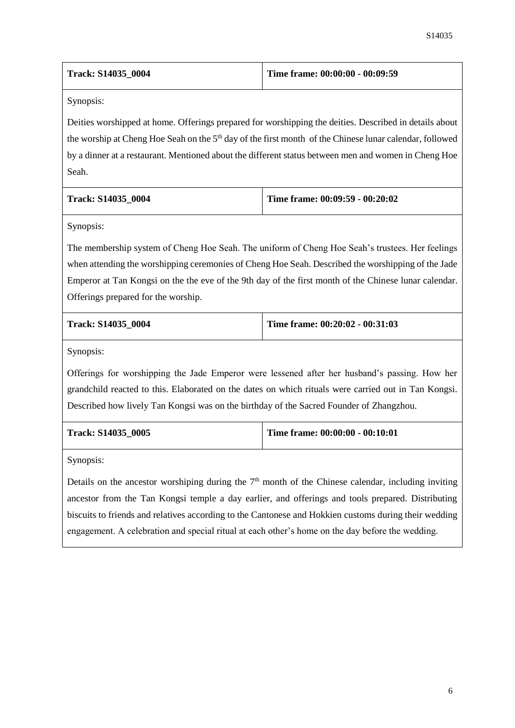| **Track: S14035_0004** | **Time frame: 00:00:00 - 00:09:59** |
|---|---|

Synopsis:

Deities worshipped at home. Offerings prepared for worshipping the deities. Described in details about the worship at Cheng Hoe Seah on the 5th day of the first month of the Chinese lunar calendar, followed by a dinner at a restaurant. Mentioned about the different status between men and women in Cheng Hoe Seah.

| **Track: S14035_0004** | **Time frame: 00:09:59 - 00:20:02** |
|---|---|

Synopsis:

The membership system of Cheng Hoe Seah. The uniform of Cheng Hoe Seah's trustees. Her feelings when attending the worshipping ceremonies of Cheng Hoe Seah. Described the worshipping of the Jade Emperor at Tan Kongsi on the the eve of the 9th day of the first month of the Chinese lunar calendar. Offerings prepared for the worship.

| **Track: S14035_0004** | **Time frame: 00:20:02 - 00:31:03** |
|---|---|

Synopsis:

Offerings for worshipping the Jade Emperor were lessened after her husband's passing. How her grandchild reacted to this. Elaborated on the dates on which rituals were carried out in Tan Kongsi. Described how lively Tan Kongsi was on the birthday of the Sacred Founder of Zhangzhou.

| **Track: S14035_0005** | **Time frame: 00:00:00 - 00:10:01** |
|---|---|

Synopsis:

Details on the ancestor worshiping during the 7th month of the Chinese calendar, including inviting ancestor from the Tan Kongsi temple a day earlier, and offerings and tools prepared. Distributing biscuits to friends and relatives according to the Cantonese and Hokkien customs during their wedding engagement. A celebration and special ritual at each other's home on the day before the wedding.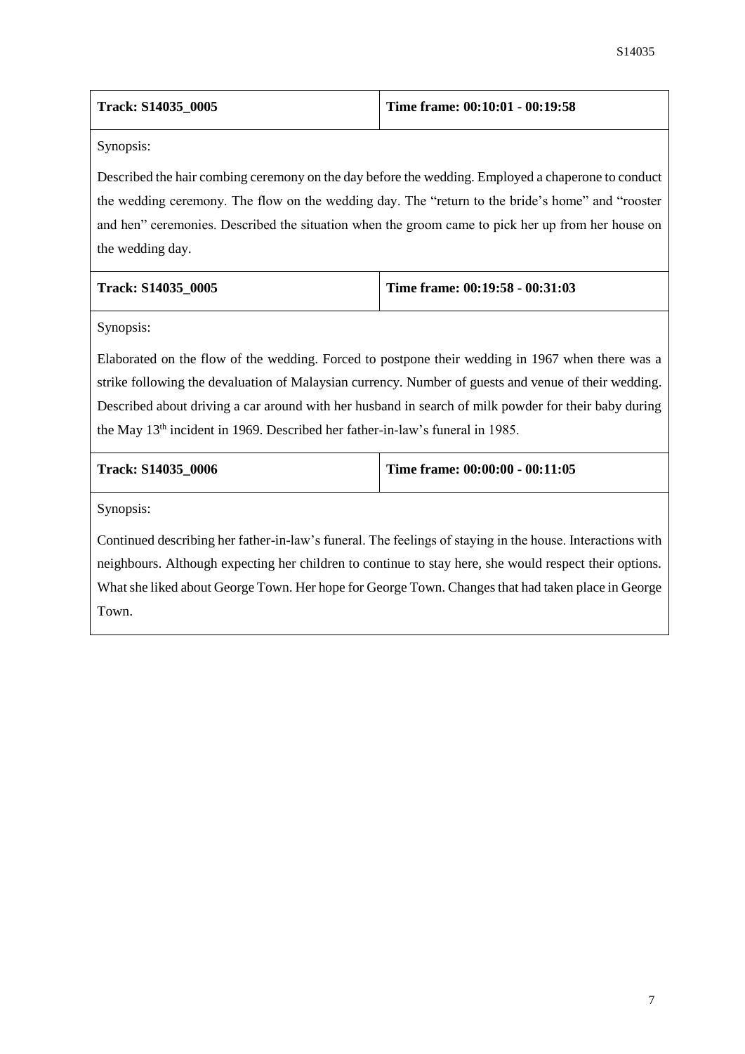| Track: S14035_0005 | Time frame: 00:10:01 - 00:19:58 |
| --- | --- |

Synopsis:

Described the hair combing ceremony on the day before the wedding. Employed a chaperone to conduct the wedding ceremony. The flow on the wedding day. The "return to the bride's home" and "rooster and hen" ceremonies. Described the situation when the groom came to pick her up from her house on the wedding day.

| Track: S14035_0005 | Time frame: 00:19:58 - 00:31:03 |
| --- | --- |

Synopsis:

Elaborated on the flow of the wedding. Forced to postpone their wedding in 1967 when there was a strike following the devaluation of Malaysian currency. Number of guests and venue of their wedding. Described about driving a car around with her husband in search of milk powder for their baby during the May 13th incident in 1969. Described her father-in-law's funeral in 1985.

| Track: S14035_0006 | Time frame: 00:00:00 - 00:11:05 |
| --- | --- |

Synopsis:

Continued describing her father-in-law's funeral. The feelings of staying in the house. Interactions with neighbours. Although expecting her children to continue to stay here, she would respect their options. What she liked about George Town. Her hope for George Town. Changes that had taken place in George Town.